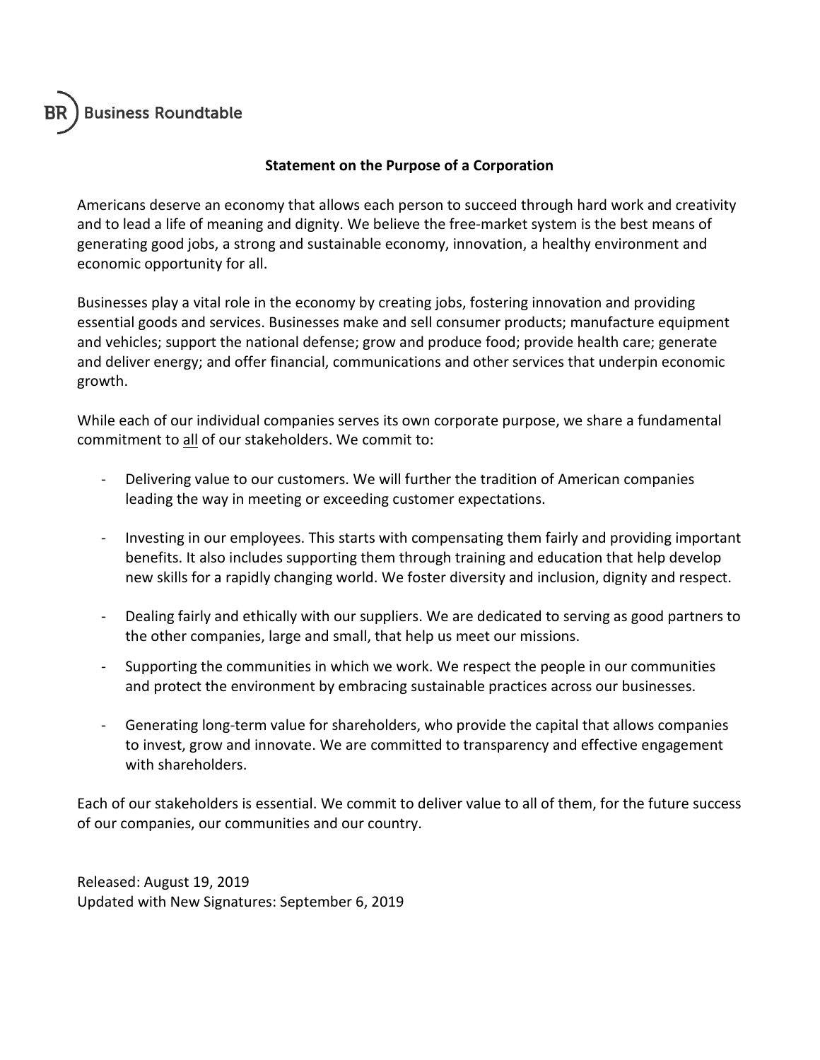Business Roundtable

## Statement on the Purpose of a Corporation

Americans deserve an economy that allows each person to succeed through hard work and creativity and to lead a life of meaning and dignity. We believe the free-market system is the best means of generating good jobs, a strong and sustainable economy, innovation, a healthy environment and economic opportunity for all.

Businesses play a vital role in the economy by creating jobs, fostering innovation and providing essential goods and services. Businesses make and sell consumer products; manufacture equipment and vehicles; support the national defense; grow and produce food; provide health care; generate and deliver energy; and offer financial, communications and other services that underpin economic growth.

While each of our individual companies serves its own corporate purpose, we share a fundamental commitment to <u>all</u> of our stakeholders. We commit to:

- Delivering value to our customers. We will further the tradition of American companies leading the way in meeting or exceeding customer expectations.
- Investing in our employees. This starts with compensating them fairly and providing important benefits. It also includes supporting them through training and education that help develop new skills for a rapidly changing world. We foster diversity and inclusion, dignity and respect.
- Dealing fairly and ethically with our suppliers. We are dedicated to serving as good partners to the other companies, large and small, that help us meet our missions.
- Supporting the communities in which we work. We respect the people in our communities and protect the environment by embracing sustainable practices across our businesses.
- Generating long-term value for shareholders, who provide the capital that allows companies to invest, grow and innovate. We are committed to transparency and effective engagement with shareholders.

Each of our stakeholders is essential. We commit to deliver value to all of them, for the future success of our companies, our communities and our country.

Released: August 19, 2019
Updated with New Signatures: September 6, 2019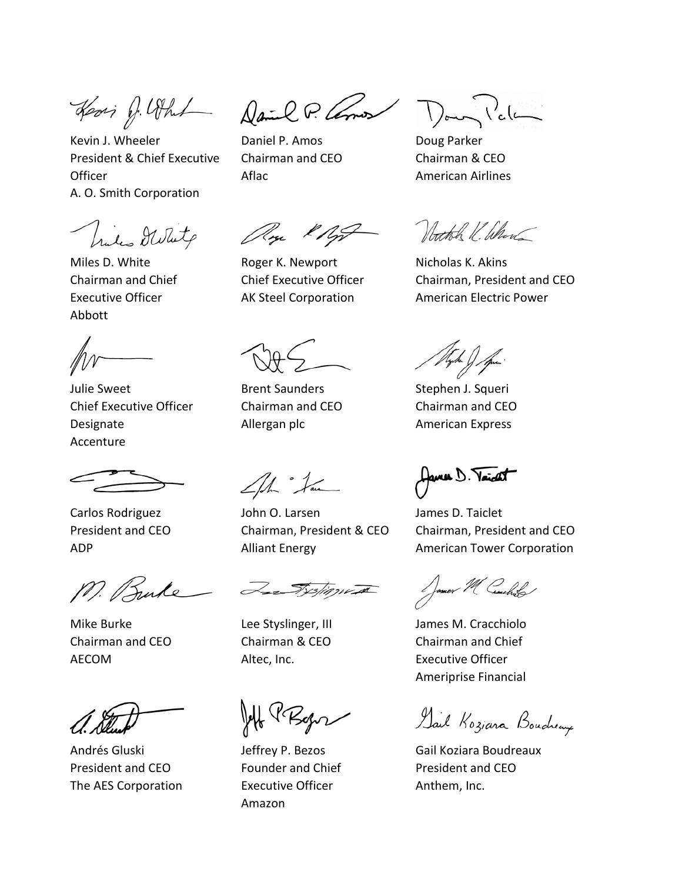Kevin J. Wheeler
President & Chief Executive Officer
A. O. Smith Corporation

Daniel P. Amos
Chairman and CEO
Aflac

Doug Parker
Chairman & CEO
American Airlines

Miles D. White
Chairman and Chief Executive Officer
Abbott

Roger K. Newport
Chief Executive Officer
AK Steel Corporation

Nicholas K. Akins
Chairman, President and CEO
American Electric Power

Julie Sweet
Chief Executive Officer Designate
Accenture

Brent Saunders
Chairman and CEO
Allergan plc

Stephen J. Squeri
Chairman and CEO
American Express

Carlos Rodriguez
President and CEO
ADP

John O. Larsen
Chairman, President & CEO
Alliant Energy

James D. Taiclet
Chairman, President and CEO
American Tower Corporation

Mike Burke
Chairman and CEO
AECOM

Lee Styslinger, III
Chairman & CEO
Altec, Inc.

James M. Cracchiolo
Chairman and Chief Executive Officer
Ameriprise Financial

Andrés Gluski
President and CEO
The AES Corporation

Jeffrey P. Bezos
Founder and Chief Executive Officer
Amazon

Gail Koziara Boudreaux
President and CEO
Anthem, Inc.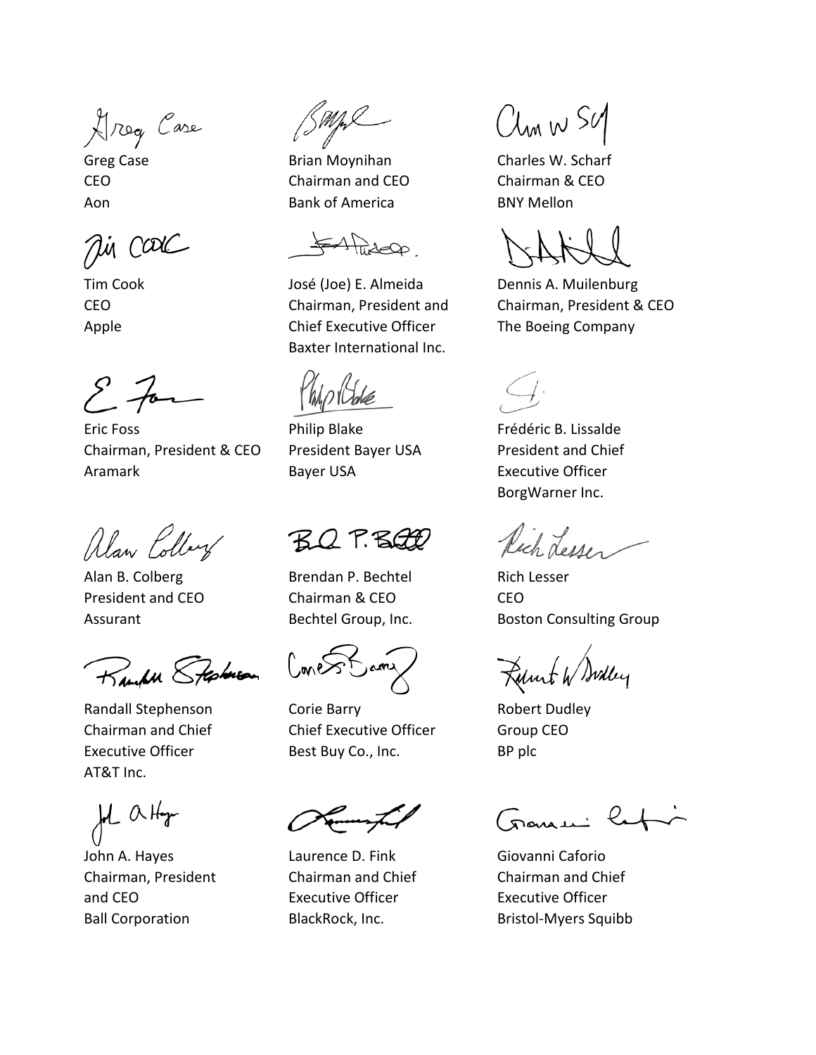Greg Case
CEO
Aon

Tim Cook
CEO
Apple

Eric Foss
Chairman, President & CEO
Aramark

Alan B. Colberg
President and CEO
Assurant

Randall Stephenson
Chairman and Chief Executive Officer
AT&T Inc.

John A. Hayes
Chairman, President and CEO
Ball Corporation

Brian Moynihan
Chairman and CEO
Bank of America

José (Joe) E. Almeida
Chairman, President and Chief Executive Officer
Baxter International Inc.

Philip Blake
President Bayer USA
Bayer USA

Brendan P. Bechtel
Chairman & CEO
Bechtel Group, Inc.

Corie Barry
Chief Executive Officer
Best Buy Co., Inc.

Laurence D. Fink
Chairman and Chief Executive Officer
BlackRock, Inc.

Charles W. Scharf
Chairman & CEO
BNY Mellon

Dennis A. Muilenburg
Chairman, President & CEO
The Boeing Company

Frédéric B. Lissalde
President and Chief Executive Officer
BorgWarner Inc.

Rich Lesser
CEO
Boston Consulting Group

Robert Dudley
Group CEO
BP plc

Giovanni Caforio
Chairman and Chief Executive Officer
Bristol-Myers Squibb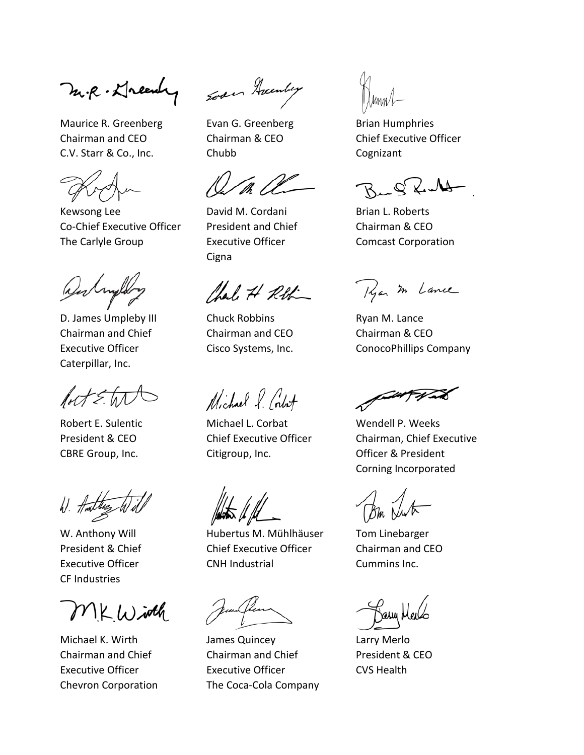Maurice R. Greenberg
Chairman and CEO
C.V. Starr & Co., Inc.

Evan G. Greenberg
Chairman & CEO
Chubb

Brian Humphries
Chief Executive Officer
Cognizant

Kewsong Lee
Co-Chief Executive Officer
The Carlyle Group

David M. Cordani
President and Chief
Executive Officer
Cigna

Brian L. Roberts
Chairman & CEO
Comcast Corporation

D. James Umpleby III
Chairman and Chief
Executive Officer
Caterpillar, Inc.

Chuck Robbins
Chairman and CEO
Cisco Systems, Inc.

Ryan M. Lance
Chairman & CEO
ConocoPhillips Company

Robert E. Sulentic
President & CEO
CBRE Group, Inc.

Michael L. Corbat
Chief Executive Officer
Citigroup, Inc.

Wendell P. Weeks
Chairman, Chief Executive
Officer & President
Corning Incorporated

W. Anthony Will
President & Chief
Executive Officer
CF Industries

Hubertus M. Mühlhäuser
Chief Executive Officer
CNH Industrial

Tom Linebarger
Chairman and CEO
Cummins Inc.

Michael K. Wirth
Chairman and Chief
Executive Officer
Chevron Corporation

James Quincey
Chairman and Chief
Executive Officer
The Coca-Cola Company

Larry Merlo
President & CEO
CVS Health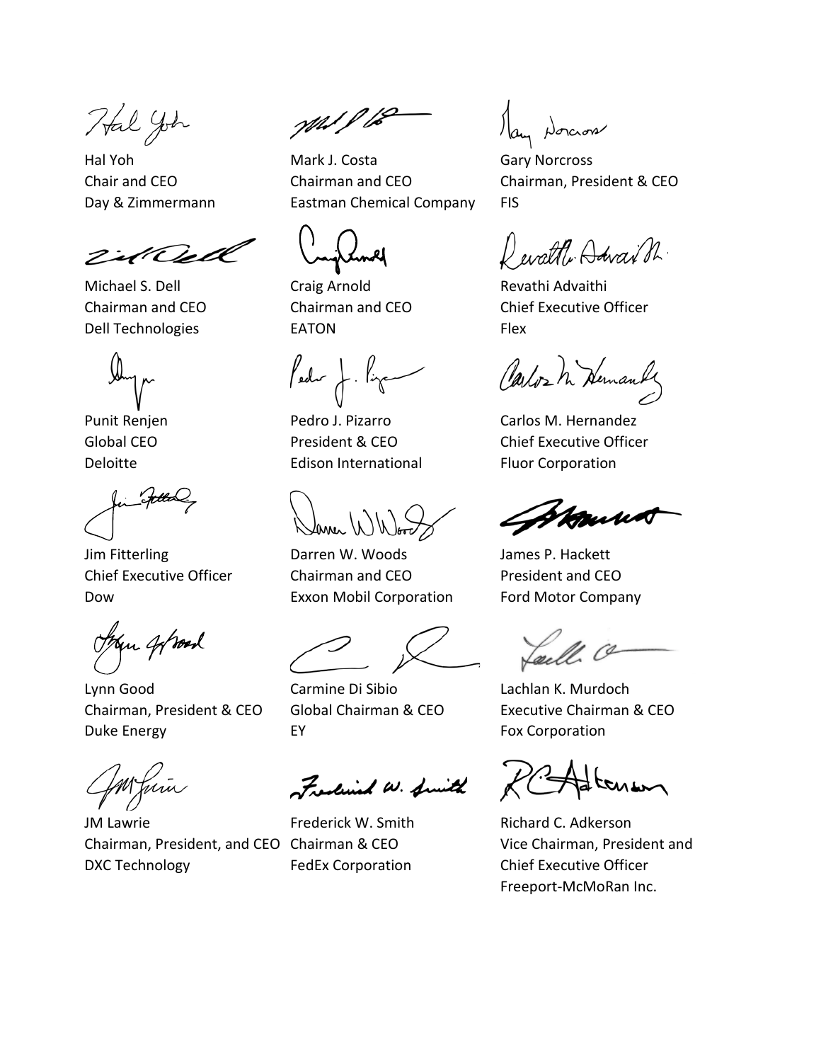Hal Yoh
Chair and CEO
Day & Zimmermann

Michael S. Dell
Chairman and CEO
Dell Technologies

Punit Renjen
Global CEO
Deloitte

Jim Fitterling
Chief Executive Officer
Dow

Lynn Good
Chairman, President & CEO
Duke Energy

JM Lawrie
Chairman, President, and CEO
DXC Technology

Mark J. Costa
Chairman and CEO
Eastman Chemical Company

Craig Arnold
Chairman and CEO
EATON

Pedro J. Pizarro
President & CEO
Edison International

Darren W. Woods
Chairman and CEO
Exxon Mobil Corporation

Carmine Di Sibio
Global Chairman & CEO
EY

Frederick W. Smith
Chairman & CEO
FedEx Corporation

Gary Norcross
Chairman, President & CEO
FIS

Revathi Advaithi
Chief Executive Officer
Flex

Carlos M. Hernandez
Chief Executive Officer
Fluor Corporation

James P. Hackett
President and CEO
Ford Motor Company

Lachlan K. Murdoch
Executive Chairman & CEO
Fox Corporation

Richard C. Adkerson
Vice Chairman, President and
Chief Executive Officer
Freeport-McMoRan Inc.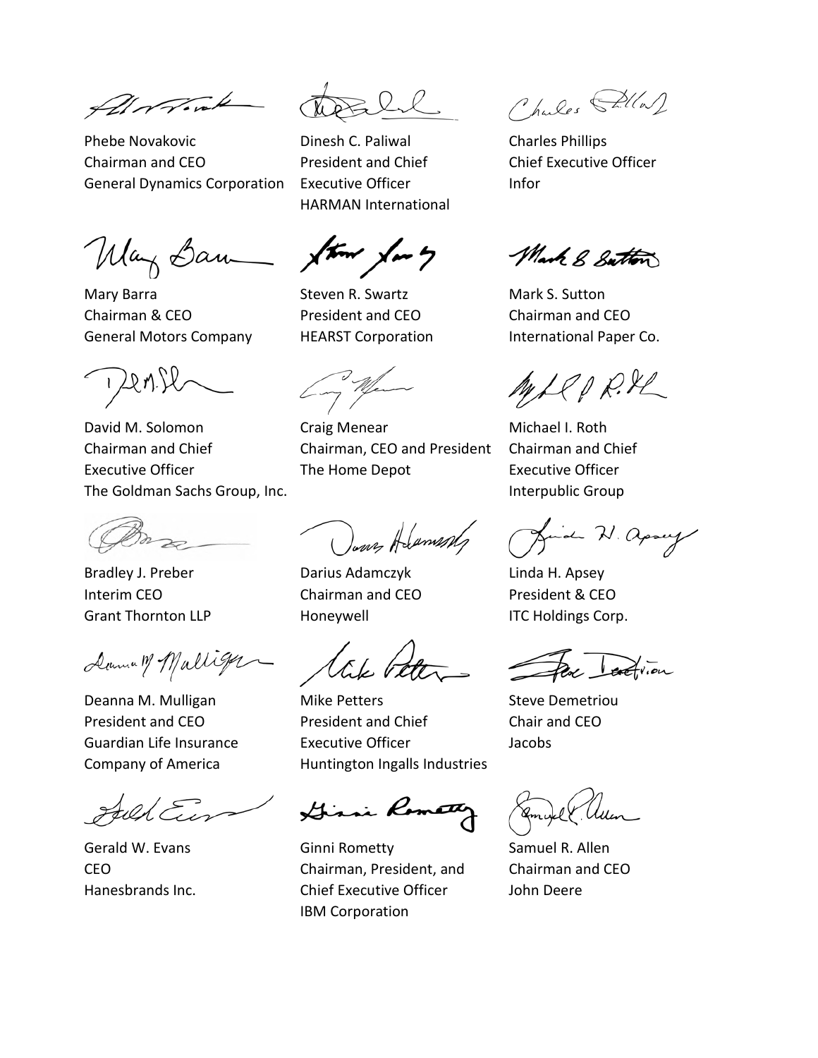Phebe Novakovic
Chairman and CEO
General Dynamics Corporation

Dinesh C. Paliwal
President and Chief Executive Officer
HARMAN International

Charles Phillips
Chief Executive Officer
Infor

Mary Barra
Chairman & CEO
General Motors Company

Steven R. Swartz
President and CEO
HEARST Corporation

Mark S. Sutton
Chairman and CEO
International Paper Co.

David M. Solomon
Chairman and Chief Executive Officer
The Goldman Sachs Group, Inc.

Craig Menear
Chairman, CEO and President
The Home Depot

Michael I. Roth
Chairman and Chief Executive Officer
Interpublic Group

Bradley J. Preber
Interim CEO
Grant Thornton LLP

Darius Adamczyk
Chairman and CEO
Honeywell

Linda H. Apsey
President & CEO
ITC Holdings Corp.

Deanna M. Mulligan
President and CEO
Guardian Life Insurance Company of America

Mike Petters
President and Chief Executive Officer
Huntington Ingalls Industries

Steve Demetriou
Chair and CEO
Jacobs

Gerald W. Evans
CEO
Hanesbrands Inc.

Ginni Rometty
Chairman, President, and Chief Executive Officer
IBM Corporation

Samuel R. Allen
Chairman and CEO
John Deere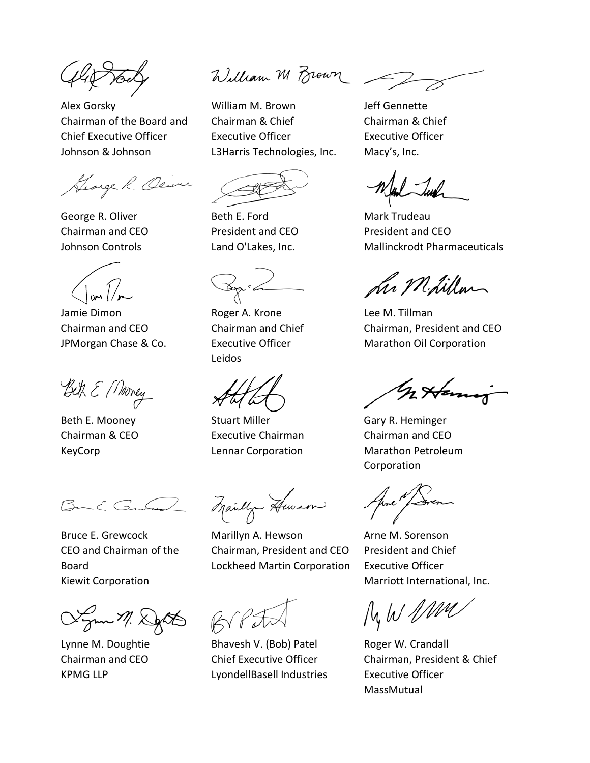Alex Gorsky
Chairman of the Board and Chief Executive Officer
Johnson & Johnson

William M. Brown
Chairman & Chief Executive Officer
L3Harris Technologies, Inc.

Jeff Gennette
Chairman & Chief Executive Officer
Macy's, Inc.

George R. Oliver
Chairman and CEO
Johnson Controls

Beth E. Ford
President and CEO
Land O'Lakes, Inc.

Mark Trudeau
President and CEO
Mallinckrodt Pharmaceuticals

Jamie Dimon
Chairman and CEO
JPMorgan Chase & Co.

Roger A. Krone
Chairman and Chief Executive Officer
Leidos

Lee M. Tillman
Chairman, President and CEO
Marathon Oil Corporation

Beth E. Mooney
Chairman & CEO
KeyCorp

Stuart Miller
Executive Chairman
Lennar Corporation

Gary R. Heminger
Chairman and CEO
Marathon Petroleum Corporation

Bruce E. Grewcock
CEO and Chairman of the Board
Kiewit Corporation

Marillyn A. Hewson
Chairman, President and CEO
Lockheed Martin Corporation

Arne M. Sorenson
President and Chief Executive Officer
Marriott International, Inc.

Lynne M. Doughtie
Chairman and CEO
KPMG LLP

Bhavesh V. (Bob) Patel
Chief Executive Officer
LyondellBasell Industries

Roger W. Crandall
Chairman, President & Chief Executive Officer
MassMutual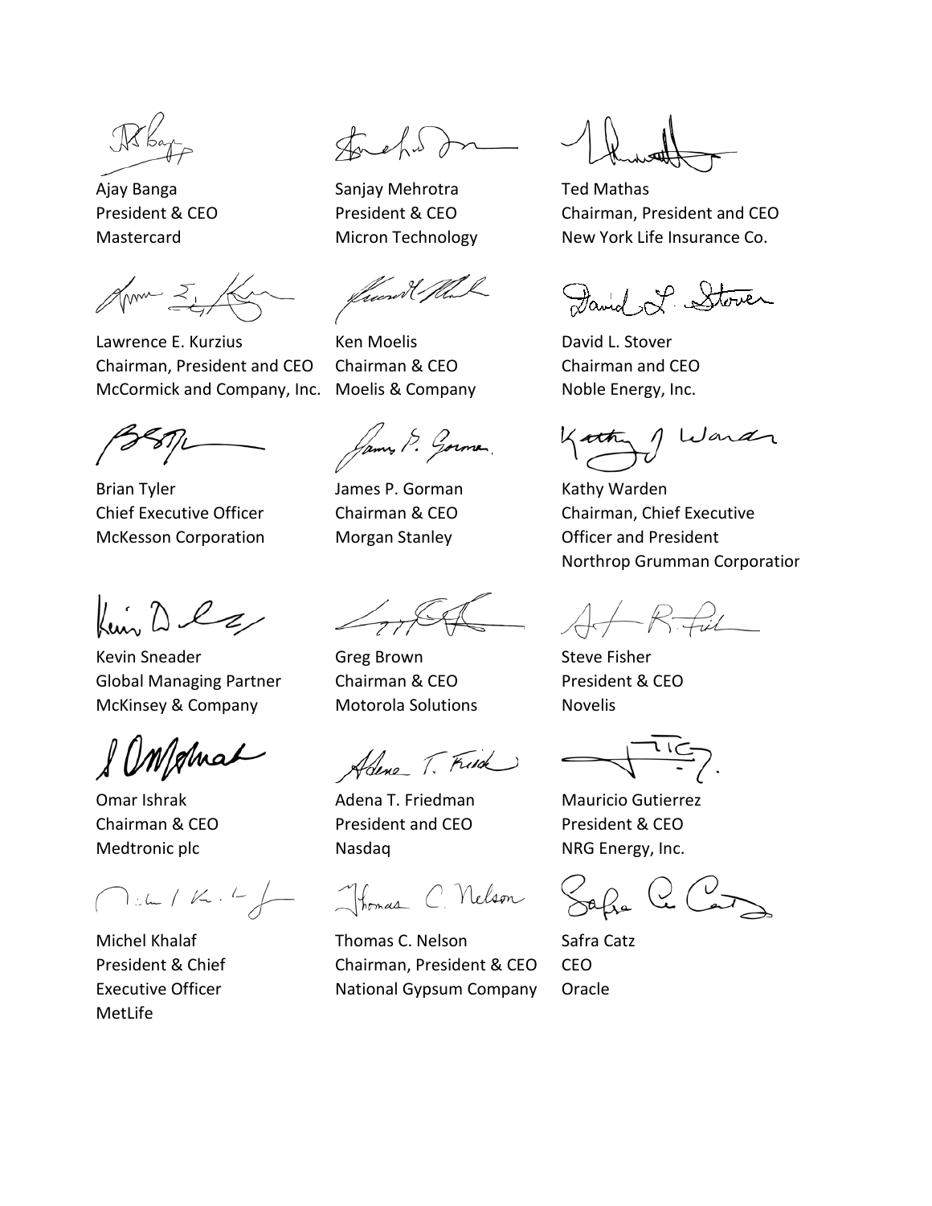Ajay Banga
President & CEO
Mastercard

Sanjay Mehrotra
President & CEO
Micron Technology

Ted Mathas
Chairman, President and CEO
New York Life Insurance Co.

Lawrence E. Kurzius
Chairman, President and CEO
McCormick and Company, Inc.

Ken Moelis
Chairman & CEO
Moelis & Company

David L. Stover
Chairman and CEO
Noble Energy, Inc.

Brian Tyler
Chief Executive Officer
McKesson Corporation

James P. Gorman
Chairman & CEO
Morgan Stanley

Kathy Warden
Chairman, Chief Executive Officer and President
Northrop Grumman Corporatior

Kevin Sneader
Global Managing Partner
McKinsey & Company

Greg Brown
Chairman & CEO
Motorola Solutions

Steve Fisher
President & CEO
Novelis

Omar Ishrak
Chairman & CEO
Medtronic plc

Adena T. Friedman
President and CEO
Nasdaq

Mauricio Gutierrez
President & CEO
NRG Energy, Inc.

Michel Khalaf
President & Chief Executive Officer
MetLife

Thomas C. Nelson
Chairman, President & CEO
National Gypsum Company

Safra Catz
CEO
Oracle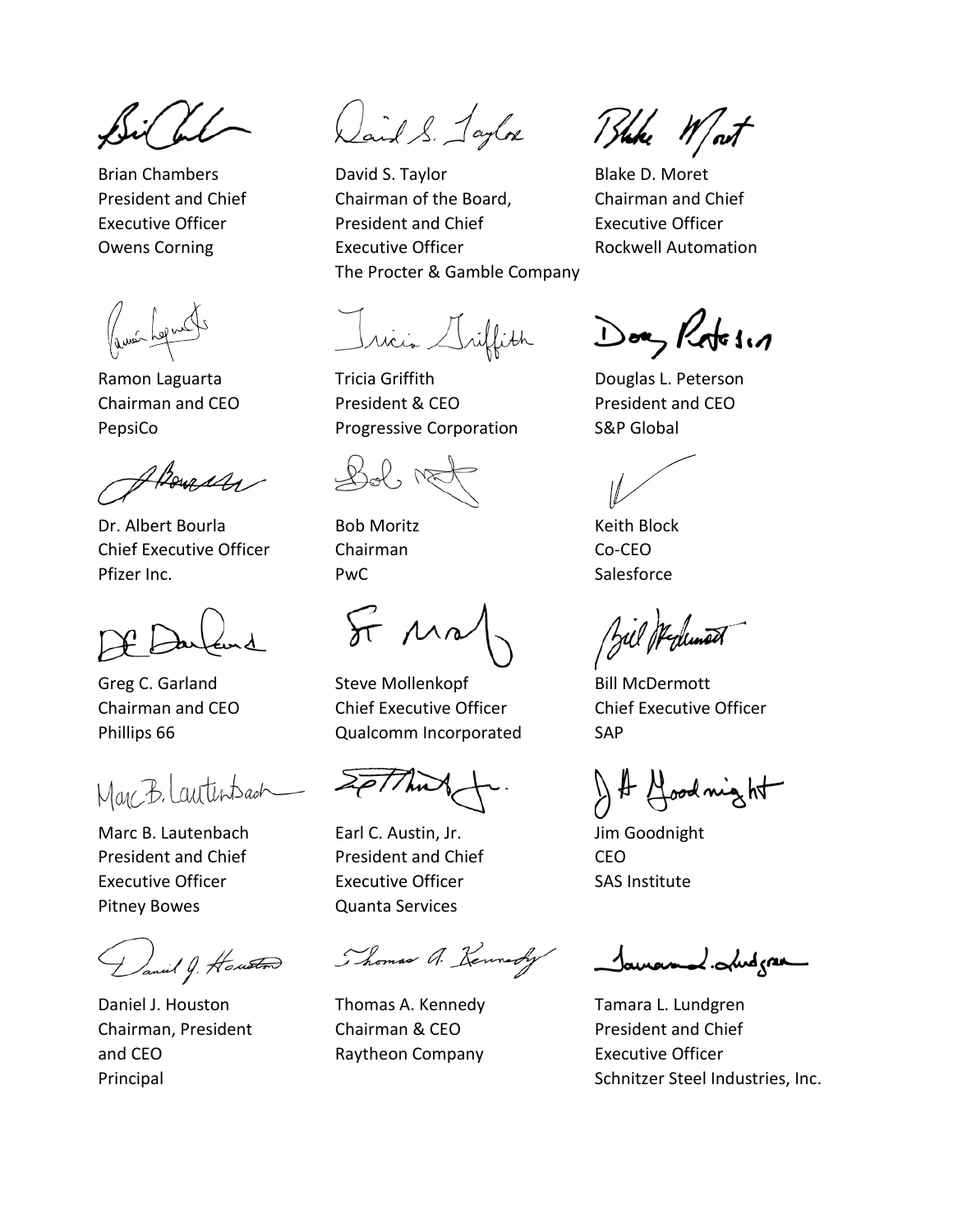Brian Chambers
President and Chief Executive Officer
Owens Corning

David S. Taylor
Chairman of the Board, President and Chief Executive Officer
The Procter & Gamble Company

Blake D. Moret
Chairman and Chief Executive Officer
Rockwell Automation

Ramon Laguarta
Chairman and CEO
PepsiCo

Tricia Griffith
President & CEO
Progressive Corporation

Douglas L. Peterson
President and CEO
S&P Global

Dr. Albert Bourla
Chief Executive Officer
Pfizer Inc.

Bob Moritz
Chairman
PwC

Keith Block
Co-CEO
Salesforce

Greg C. Garland
Chairman and CEO
Phillips 66

Steve Mollenkopf
Chief Executive Officer
Qualcomm Incorporated

Bill McDermott
Chief Executive Officer
SAP

Marc B. Lautenbach
President and Chief Executive Officer
Pitney Bowes

Earl C. Austin, Jr.
President and Chief Executive Officer
Quanta Services

Jim Goodnight
CEO
SAS Institute

Daniel J. Houston
Chairman, President and CEO
Principal

Thomas A. Kennedy
Chairman & CEO
Raytheon Company

Tamara L. Lundgren
President and Chief Executive Officer
Schnitzer Steel Industries, Inc.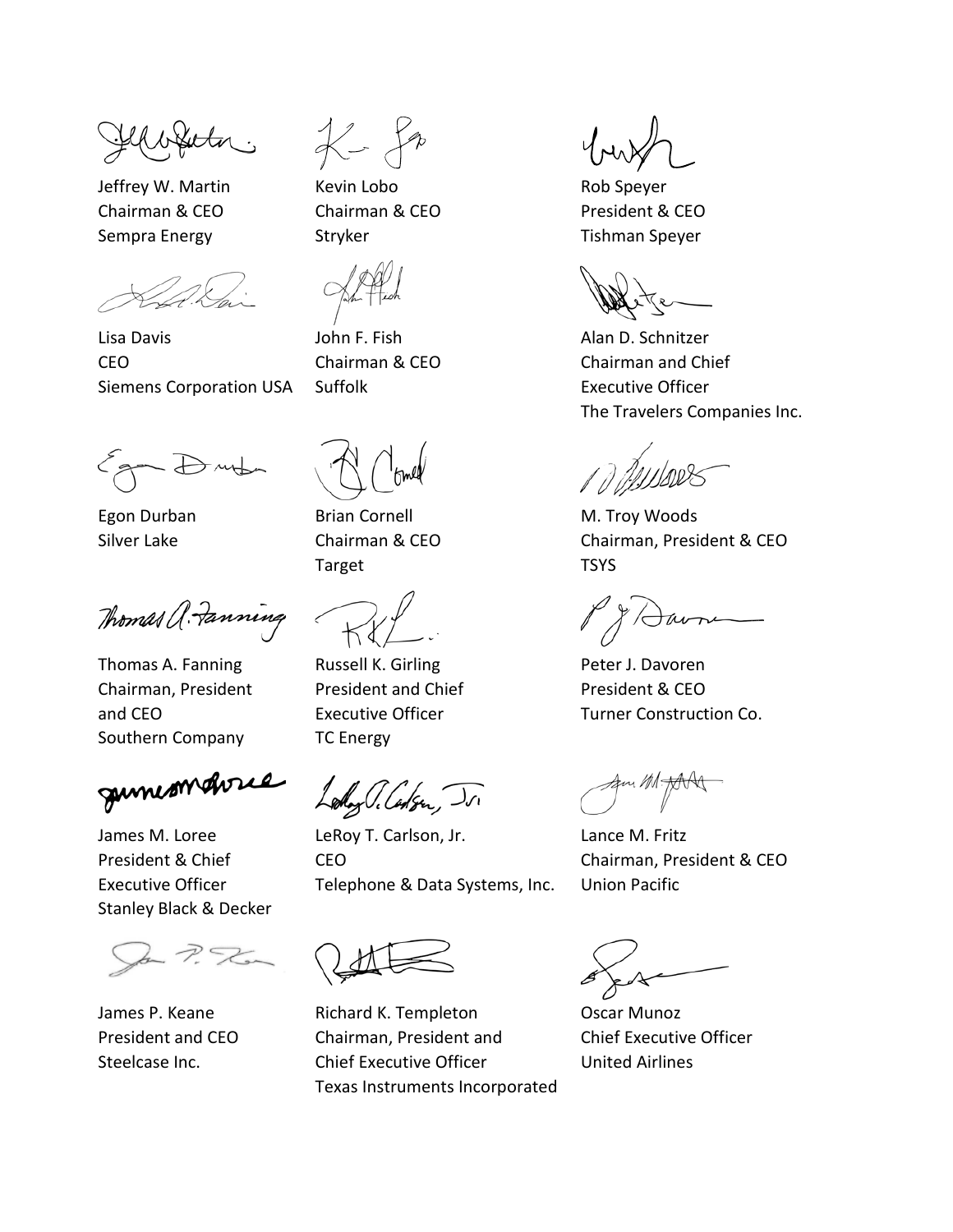Jeffrey W. Martin
Chairman & CEO
Sempra Energy

Kevin Lobo
Chairman & CEO
Stryker

Rob Speyer
President & CEO
Tishman Speyer

Lisa Davis
CEO
Siemens Corporation USA

John F. Fish
Chairman & CEO
Suffolk

Alan D. Schnitzer
Chairman and Chief Executive Officer
The Travelers Companies Inc.

Egon Durban
Silver Lake

Brian Cornell
Chairman & CEO
Target

M. Troy Woods
Chairman, President & CEO
TSYS

Thomas A. Fanning
Chairman, President and CEO
Southern Company

Russell K. Girling
President and Chief Executive Officer
TC Energy

Peter J. Davoren
President & CEO
Turner Construction Co.

James M. Loree
President & Chief Executive Officer
Stanley Black & Decker

LeRoy T. Carlson, Jr.
CEO
Telephone & Data Systems, Inc.

Lance M. Fritz
Chairman, President & CEO
Union Pacific

James P. Keane
President and CEO
Steelcase Inc.

Richard K. Templeton
Chairman, President and Chief Executive Officer
Texas Instruments Incorporated

Oscar Munoz
Chief Executive Officer
United Airlines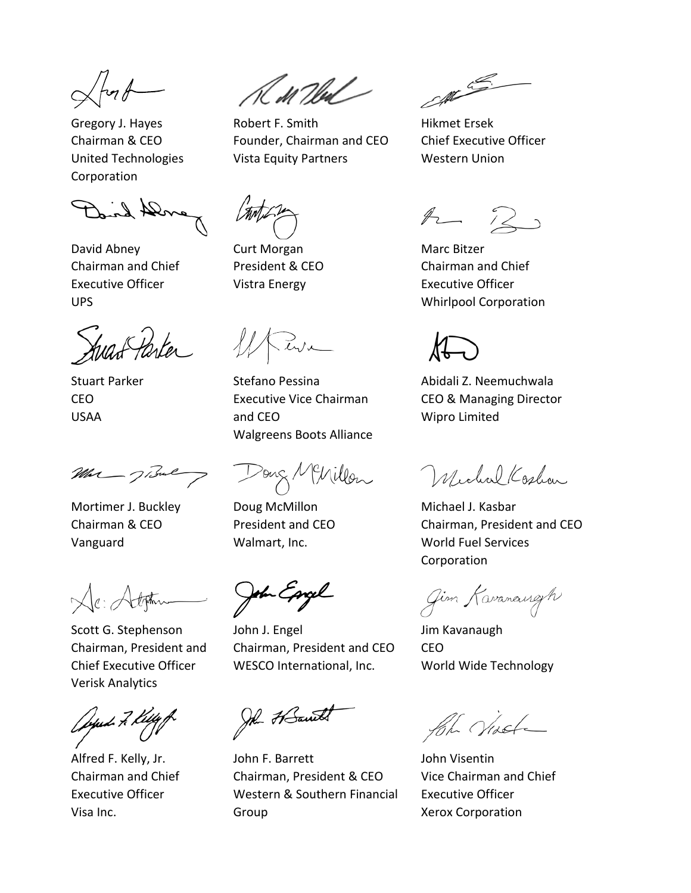Gregory J. Hayes
Chairman & CEO
United Technologies Corporation

Robert F. Smith
Founder, Chairman and CEO
Vista Equity Partners

Hikmet Ersek
Chief Executive Officer
Western Union

David Abney
Chairman and Chief Executive Officer
UPS

Curt Morgan
President & CEO
Vistra Energy

Marc Bitzer
Chairman and Chief Executive Officer
Whirlpool Corporation

Stuart Parker
CEO
USAA

Stefano Pessina
Executive Vice Chairman and CEO
Walgreens Boots Alliance

Abidali Z. Neemuchwala
CEO & Managing Director
Wipro Limited

Mortimer J. Buckley
Chairman & CEO
Vanguard

Doug McMillon
President and CEO
Walmart, Inc.

Michael J. Kasbar
Chairman, President and CEO
World Fuel Services Corporation

Scott G. Stephenson
Chairman, President and Chief Executive Officer
Verisk Analytics

John J. Engel
Chairman, President and CEO
WESCO International, Inc.

Jim Kavanaugh
CEO
World Wide Technology

Alfred F. Kelly, Jr.
Chairman and Chief Executive Officer
Visa Inc.

John F. Barrett
Chairman, President & CEO
Western & Southern Financial Group

John Visentin
Vice Chairman and Chief Executive Officer
Xerox Corporation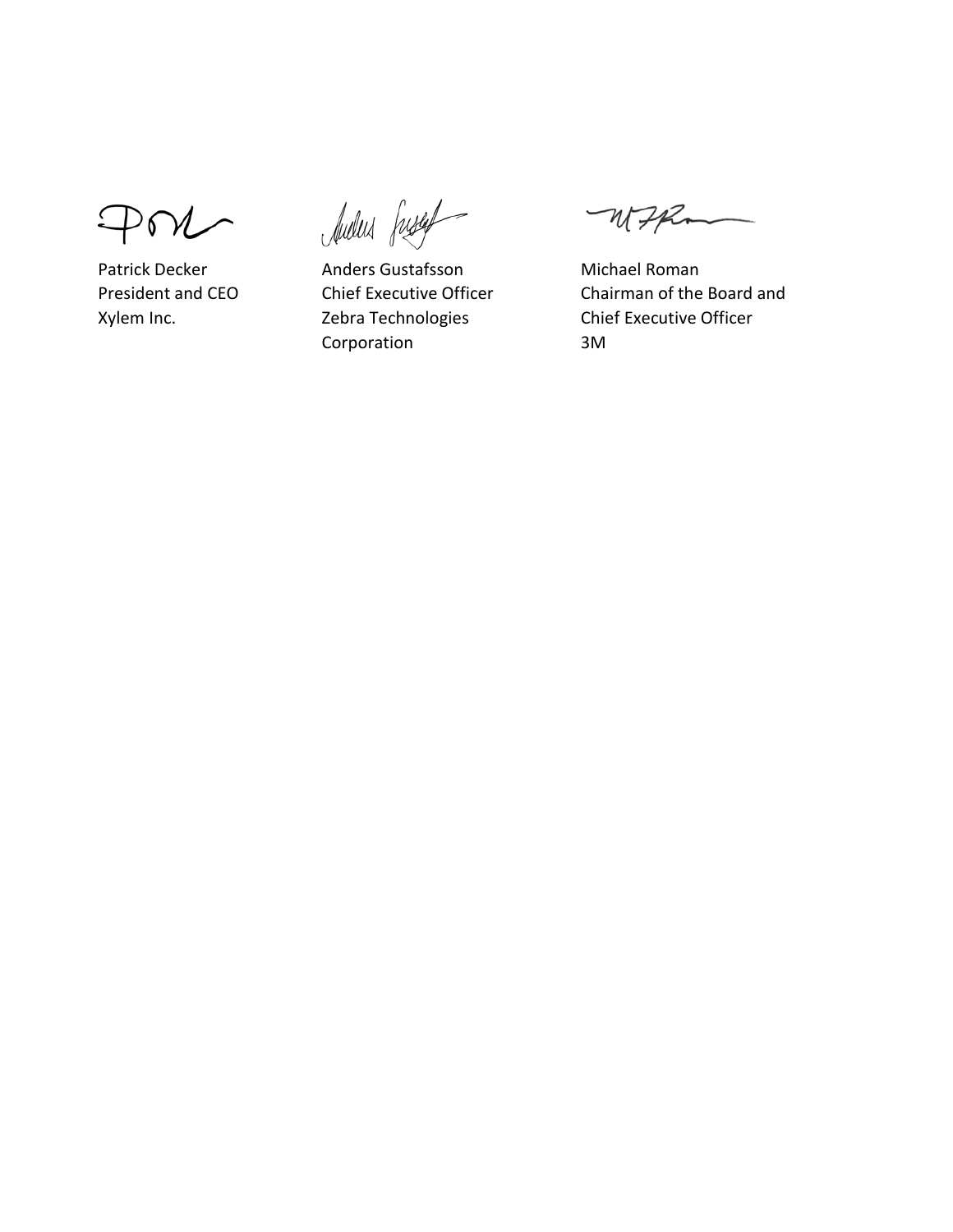Patrick Decker
President and CEO
Xylem Inc.

Anders Gustafsson
Chief Executive Officer
Zebra Technologies Corporation

Michael Roman
Chairman of the Board and Chief Executive Officer
3M